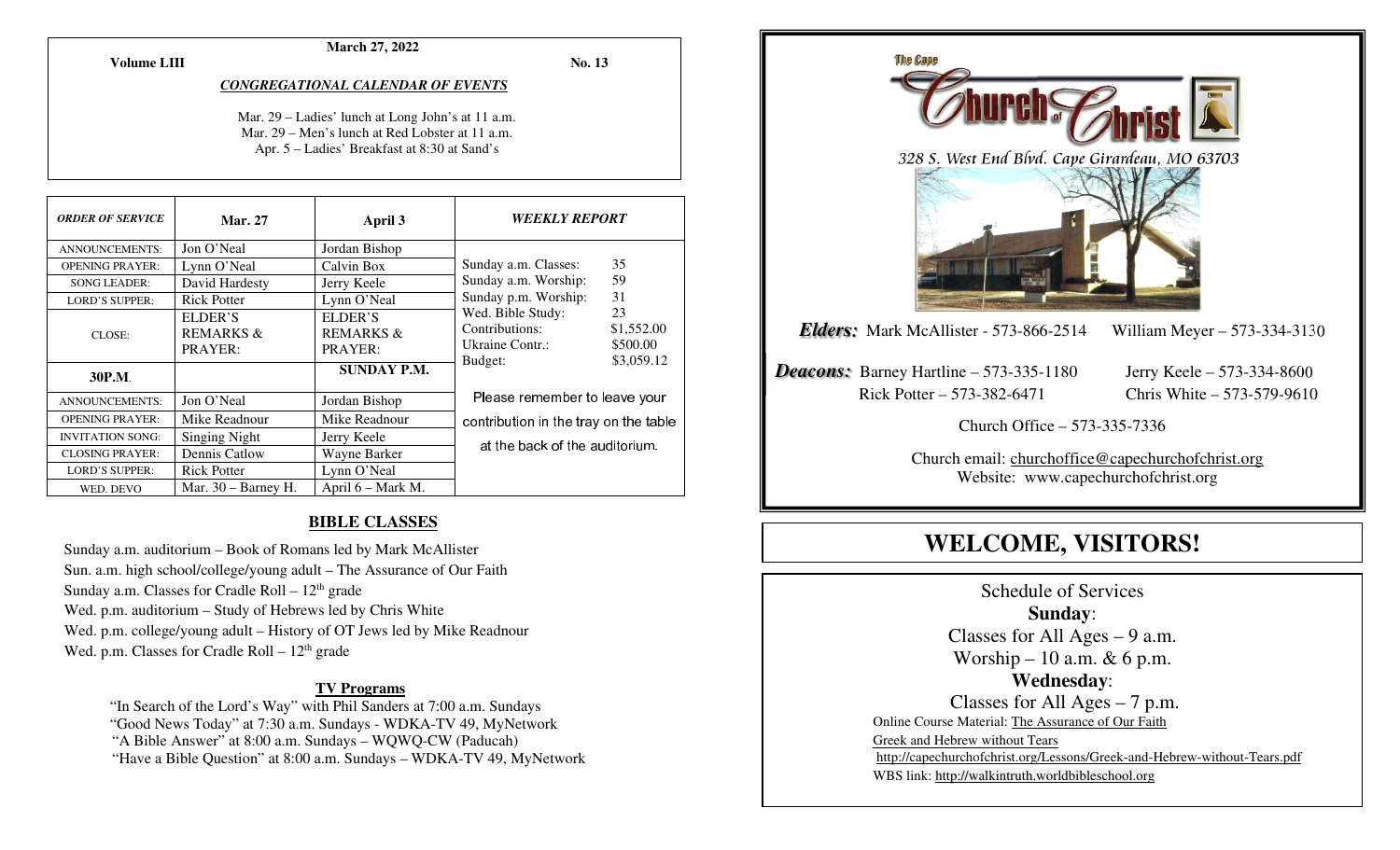March 27, 2022

**Volume LIII** **No. 13**

***CONGREGATIONAL CALENDAR OF EVENTS***

Mar. 29 – Ladies' lunch at Long John's at 11 a.m.
Mar. 29 – Men's lunch at Red Lobster at 11 a.m.
Apr. 5 – Ladies' Breakfast at 8:30 at Sand's

| *ORDER OF SERVICE* | Mar. 27 | April 3 |
|---|---|---|
| ANNOUNCEMENTS: | Jon O'Neal | Jordan Bishop |
| OPENING PRAYER: | Lynn O'Neal | Calvin Box |
| SONG LEADER: | David Hardesty | Jerry Keele |
| LORD'S SUPPER: | Rick Potter | Lynn O'Neal |
| CLOSE: | ELDER'S REMARKS & PRAYER: | ELDER'S REMARKS & PRAYER: |
| **30P.M.** | | **SUNDAY P.M.** |
| ANNOUNCEMENTS: | Jon O'Neal | Jordan Bishop |
| OPENING PRAYER: | Mike Readnour | Mike Readnour |
| INVITATION SONG: | Singing Night | Jerry Keele |
| CLOSING PRAYER: | Dennis Catlow | Wayne Barker |
| LORD'S SUPPER: | Rick Potter | Lynn O'Neal |
| WED. DEVO | Mar. 30 – Barney H. | April 6 – Mark M. |

***WEEKLY REPORT***

| | |
|---|---|
| Sunday a.m. Classes: | 35 |
| Sunday a.m. Worship: | 59 |
| Sunday p.m. Worship: | 31 |
| Wed. Bible Study: | 23 |
| Contributions: | $1,552.00 |
| Ukraine Contr.: | $500.00 |
| Budget: | $3,059.12 |

Please remember to leave your contribution in the tray on the table at the back of the auditorium.

## BIBLE CLASSES

Sunday a.m. auditorium – Book of Romans led by Mark McAllister
Sun. a.m. high school/college/young adult – The Assurance of Our Faith
Sunday a.m. Classes for Cradle Roll – 12th grade
Wed. p.m. auditorium – Study of Hebrews led by Chris White
Wed. p.m. college/young adult – History of OT Jews led by Mike Readnour
Wed. p.m. Classes for Cradle Roll – 12th grade

### TV Programs

"In Search of the Lord's Way" with Phil Sanders at 7:00 a.m. Sundays
"Good News Today" at 7:30 a.m. Sundays - WDKA-TV 49, MyNetwork
"A Bible Answer" at 8:00 a.m. Sundays – WQWQ-CW (Paducah)
"Have a Bible Question" at 8:00 a.m. Sundays – WDKA-TV 49, MyNetwork

The Cape **Church of Christ**

*328 S. West End Blvd. Cape Girardeau, MO 63703*

***Elders:*** Mark McAllister - 573-866-2514 William Meyer – 573-334-3130

***Deacons:*** Barney Hartline – 573-335-1180 Jerry Keele – 573-334-8600
Rick Potter – 573-382-6471 Chris White – 573-579-9610

Church Office – 573-335-7336

Church email: churchoffice@capechurchofchrist.org
Website: www.capechurchofchrist.org

# WELCOME, VISITORS!

Schedule of Services

**Sunday**:
Classes for All Ages – 9 a.m.
Worship – 10 a.m. & 6 p.m.

**Wednesday**:
Classes for All Ages – 7 p.m.

Online Course Material: The Assurance of Our Faith
Greek and Hebrew without Tears
http://capechurchofchrist.org/Lessons/Greek-and-Hebrew-without-Tears.pdf
WBS link: http://walkintruth.worldbibleschool.org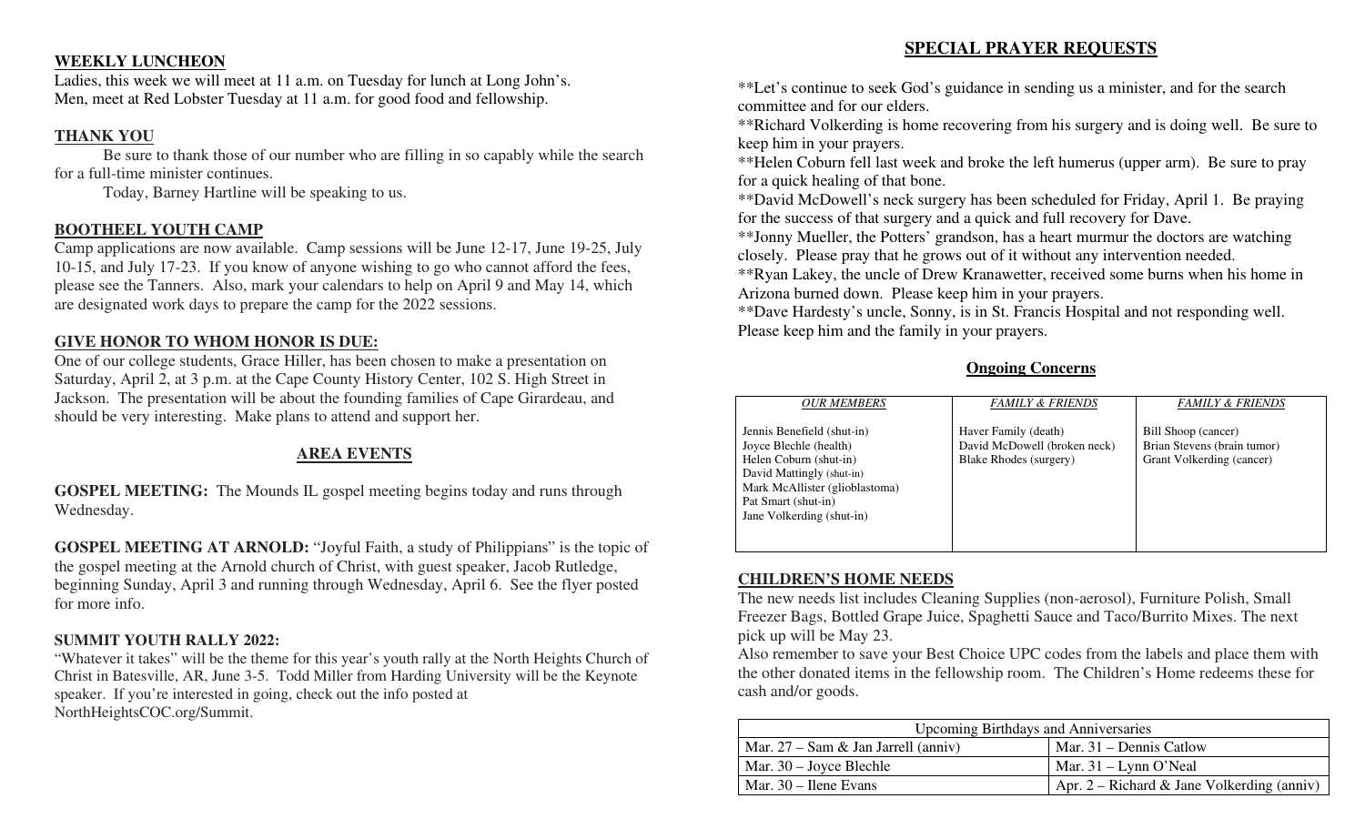## WEEKLY LUNCHEON

Ladies, this week we will meet at 11 a.m. on Tuesday for lunch at Long John's.
Men, meet at Red Lobster Tuesday at 11 a.m. for good food and fellowship.

## THANK YOU

Be sure to thank those of our number who are filling in so capably while the search for a full-time minister continues.

Today, Barney Hartline will be speaking to us.

## BOOTHEEL YOUTH CAMP

Camp applications are now available. Camp sessions will be June 12-17, June 19-25, July 10-15, and July 17-23. If you know of anyone wishing to go who cannot afford the fees, please see the Tanners. Also, mark your calendars to help on April 9 and May 14, which are designated work days to prepare the camp for the 2022 sessions.

## GIVE HONOR TO WHOM HONOR IS DUE:

One of our college students, Grace Hiller, has been chosen to make a presentation on Saturday, April 2, at 3 p.m. at the Cape County History Center, 102 S. High Street in Jackson. The presentation will be about the founding families of Cape Girardeau, and should be very interesting. Make plans to attend and support her.

## AREA EVENTS

**GOSPEL MEETING:** The Mounds IL gospel meeting begins today and runs through Wednesday.

**GOSPEL MEETING AT ARNOLD:** "Joyful Faith, a study of Philippians" is the topic of the gospel meeting at the Arnold church of Christ, with guest speaker, Jacob Rutledge, beginning Sunday, April 3 and running through Wednesday, April 6. See the flyer posted for more info.

**SUMMIT YOUTH RALLY 2022:**

"Whatever it takes" will be the theme for this year's youth rally at the North Heights Church of Christ in Batesville, AR, June 3-5. Todd Miller from Harding University will be the Keynote speaker. If you're interested in going, check out the info posted at NorthHeightsCOC.org/Summit.

## SPECIAL PRAYER REQUESTS

**Let's continue to seek God's guidance in sending us a minister, and for the search committee and for our elders.

**Richard Volkerding is home recovering from his surgery and is doing well. Be sure to keep him in your prayers.

**Helen Coburn fell last week and broke the left humerus (upper arm). Be sure to pray for a quick healing of that bone.

**David McDowell's neck surgery has been scheduled for Friday, April 1. Be praying for the success of that surgery and a quick and full recovery for Dave.

**Jonny Mueller, the Potters' grandson, has a heart murmur the doctors are watching closely. Please pray that he grows out of it without any intervention needed.

**Ryan Lakey, the uncle of Drew Kranawetter, received some burns when his home in Arizona burned down. Please keep him in your prayers.

**Dave Hardesty's uncle, Sonny, is in St. Francis Hospital and not responding well. Please keep him and the family in your prayers.

### Ongoing Concerns

| *OUR MEMBERS* | *FAMILY & FRIENDS* | *FAMILY & FRIENDS* |
|---|---|---|
| Jennis Benefield (shut-in)<br>Joyce Blechle (health)<br>Helen Coburn (shut-in)<br>David Mattingly (shut-in)<br>Mark McAllister (glioblastoma)<br>Pat Smart (shut-in)<br>Jane Volkerding (shut-in) | Haver Family (death)<br>David McDowell (broken neck)<br>Blake Rhodes (surgery) | Bill Shoop (cancer)<br>Brian Stevens (brain tumor)<br>Grant Volkerding (cancer) |

## CHILDREN'S HOME NEEDS

The new needs list includes Cleaning Supplies (non-aerosol), Furniture Polish, Small Freezer Bags, Bottled Grape Juice, Spaghetti Sauce and Taco/Burrito Mixes. The next pick up will be May 23.

Also remember to save your Best Choice UPC codes from the labels and place them with the other donated items in the fellowship room. The Children's Home redeems these for cash and/or goods.

| Upcoming Birthdays and Anniversaries | |
|---|---|
| Mar. 27 – Sam & Jan Jarrell (anniv) | Mar. 31 – Dennis Catlow |
| Mar. 30 – Joyce Blechle | Mar. 31 – Lynn O'Neal |
| Mar. 30 – Ilene Evans | Apr. 2 – Richard & Jane Volkerding (anniv) |